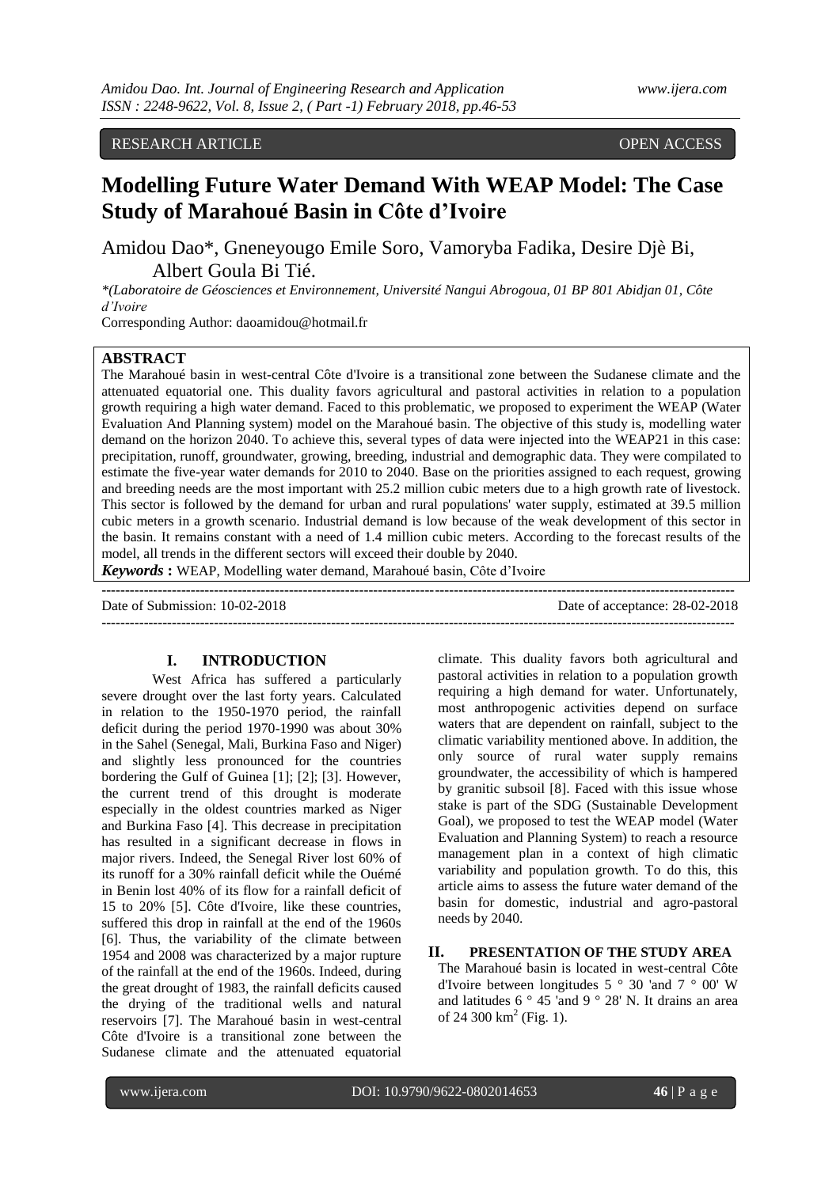RESEARCH ARTICLE OPEN ACCESS

# Modelling Future Water Demand With WEAP Model: The Case Study of Marahoué Basin in Côte d'Ivoire

Amidou Dao*, Gneneyougo Emile Soro, Vamoryba Fadika, Desire Djè Bi, Albert Goula Bi Tié.

*(Laboratoire de Géosciences et Environnement, Université Nangui Abrogoua, 01 BP 801 Abidjan 01, Côte d'Ivoire

Corresponding Author: daoamidou@hotmail.fr

## ABSTRACT

The Marahoué basin in west-central Côte d'Ivoire is a transitional zone between the Sudanese climate and the attenuated equatorial one. This duality favors agricultural and pastoral activities in relation to a population growth requiring a high water demand. Faced to this problematic, we proposed to experiment the WEAP (Water Evaluation And Planning system) model on the Marahoué basin. The objective of this study is, modelling water demand on the horizon 2040. To achieve this, several types of data were injected into the WEAP21 in this case: precipitation, runoff, groundwater, growing, breeding, industrial and demographic data. They were compiled to estimate the five-year water demands for 2010 to 2040. Base on the priorities assigned to each request, growing and breeding needs are the most important with 25.2 million cubic meters due to a high growth rate of livestock. This sector is followed by the demand for urban and rural populations' water supply, estimated at 39.5 million cubic meters in a growth scenario. Industrial demand is low because of the weak development of this sector in the basin. It remains constant with a need of 1.4 million cubic meters. According to the forecast results of the model, all trends in the different sectors will exceed their double by 2040.

***Keywords*** **:** WEAP, Modelling water demand, Marahoué basin, Côte d'Ivoire

Date of Submission: 10-02-2018 Date of acceptance: 28-02-2018

## I. INTRODUCTION

West Africa has suffered a particularly severe drought over the last forty years. Calculated in relation to the 1950-1970 period, the rainfall deficit during the period 1970-1990 was about 30% in the Sahel (Senegal, Mali, Burkina Faso and Niger) and slightly less pronounced for the countries bordering the Gulf of Guinea [1]; [2]; [3]. However, the current trend of this drought is moderate especially in the oldest countries marked as Niger and Burkina Faso [4]. This decrease in precipitation has resulted in a significant decrease in flows in major rivers. Indeed, the Senegal River lost 60% of its runoff for a 30% rainfall deficit while the Ouémé in Benin lost 40% of its flow for a rainfall deficit of 15 to 20% [5]. Côte d'Ivoire, like these countries, suffered this drop in rainfall at the end of the 1960s [6]. Thus, the variability of the climate between 1954 and 2008 was characterized by a major rupture of the rainfall at the end of the 1960s. Indeed, during the great drought of 1983, the rainfall deficits caused the drying of the traditional wells and natural reservoirs [7]. The Marahoué basin in west-central Côte d'Ivoire is a transitional zone between the Sudanese climate and the attenuated equatorial climate. This duality favors both agricultural and pastoral activities in relation to a population growth requiring a high demand for water. Unfortunately, most anthropogenic activities depend on surface waters that are dependent on rainfall, subject to the climatic variability mentioned above. In addition, the only source of rural water supply remains groundwater, the accessibility of which is hampered by granitic subsoil [8]. Faced with this issue whose stake is part of the SDG (Sustainable Development Goal), we proposed to test the WEAP model (Water Evaluation and Planning System) to reach a resource management plan in a context of high climatic variability and population growth. To do this, this article aims to assess the future water demand of the basin for domestic, industrial and agro-pastoral needs by 2040.

## II. PRESENTATION OF THE STUDY AREA

The Marahoué basin is located in west-central Côte d'Ivoire between longitudes 5 ° 30 'and 7 ° 00' W and latitudes 6 ° 45 'and 9 ° 28' N. It drains an area of 24 300 km$^2$ (Fig. 1).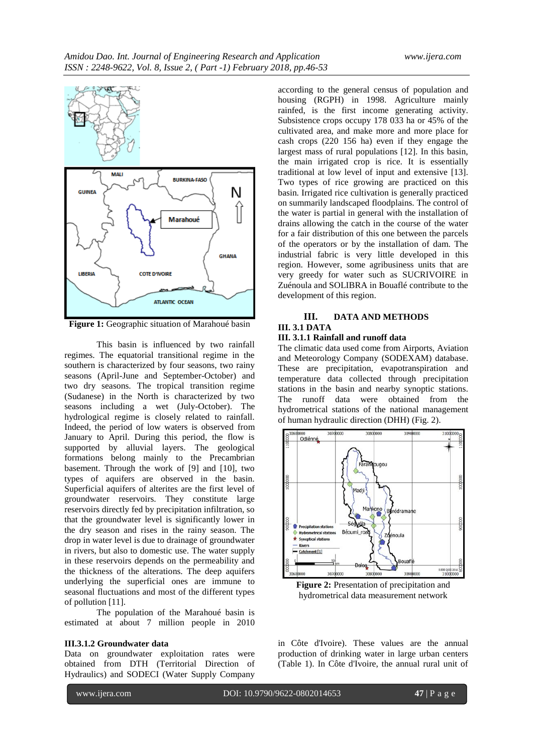Figure 1: Geographic situation of Marahoué basin

This basin is influenced by two rainfall regimes. The equatorial transitional regime in the southern is characterized by four seasons, two rainy seasons (April-June and September-October) and two dry seasons. The tropical transition regime (Sudanese) in the North is characterized by two seasons including a wet (July-October). The hydrological regime is closely related to rainfall. Indeed, the period of low waters is observed from January to April. During this period, the flow is supported by alluvial layers. The geological formations belong mainly to the Precambrian basement. Through the work of [9] and [10], two types of aquifers are observed in the basin. Superficial aquifers of alterites are the first level of groundwater reservoirs. They constitute large reservoirs directly fed by precipitation infiltration, so that the groundwater level is significantly lower in the dry season and rises in the rainy season. The drop in water level is due to drainage of groundwater in rivers, but also to domestic use. The water supply in these reservoirs depends on the permeability and the thickness of the alterations. The deep aquifers underlying the superficial ones are immune to seasonal fluctuations and most of the different types of pollution [11].

The population of the Marahoué basin is estimated at about 7 million people in 2010 according to the general census of population and housing (RGPH) in 1998. Agriculture mainly rainfed, is the first income generating activity. Subsistence crops occupy 178 033 ha or 45% of the cultivated area, and make more and more place for cash crops (220 156 ha) even if they engage the largest mass of rural populations [12]. In this basin, the main irrigated crop is rice. It is essentially traditional at low level of input and extensive [13]. Two types of rice growing are practiced on this basin. Irrigated rice cultivation is generally practiced on summarily landscaped floodplains. The control of the water is partial in general with the installation of drains allowing the catch in the course of the water for a fair distribution of this one between the parcels of the operators or by the installation of dam. The industrial fabric is very little developed in this region. However, some agribusiness units that are very greedy for water such as SUCRIVOIRE in Zuénoula and SOLIBRA in Bouaflé contribute to the development of this region.

## III. DATA AND METHODS

### III. 3.1 DATA

#### III. 3.1.1 Rainfall and runoff data

The climatic data used come from Airports, Aviation and Meteorology Company (SODEXAM) database. These are precipitation, evapotranspiration and temperature data collected through precipitation stations in the basin and nearby synoptic stations. The runoff data were obtained from the hydrometrical stations of the national management of human hydraulic direction (DHH) (Fig. 2).

Figure 2: Presentation of precipitation and hydrometrical data measurement network

#### III.3.1.2 Groundwater data

Data on groundwater exploitation rates were obtained from DTH (Territorial Direction of Hydraulics) and SODECI (Water Supply Company in Côte d'Ivoire). These values are the annual production of drinking water in large urban centers (Table 1). In Côte d'Ivoire, the annual rural unit of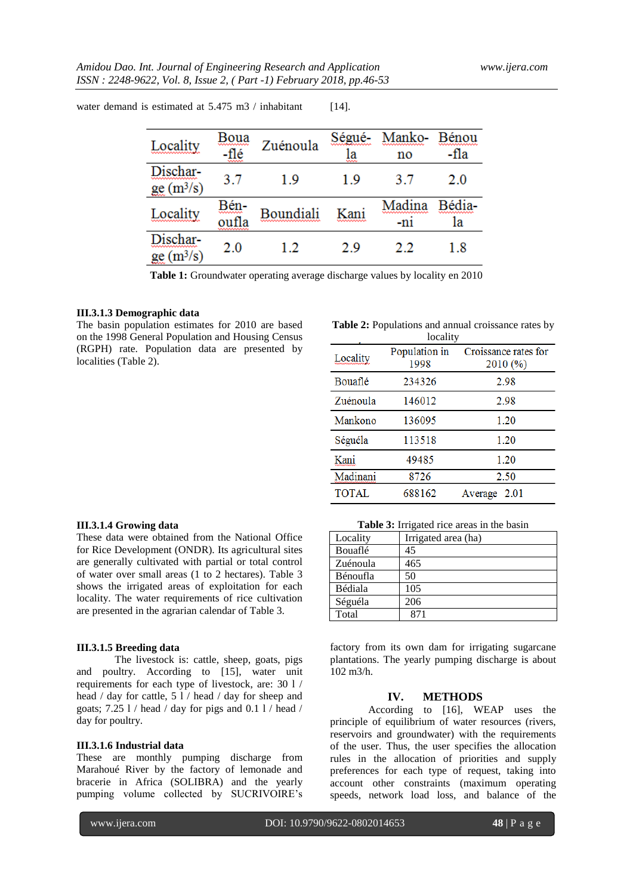water demand is estimated at 5.475 m3 / inhabitant [14].

| Locality | Boua-flé | Zuénoula | Ségué-la | Manko-no | Bénou-fla |
|---|---|---|---|---|---|
| Dischar-ge ($m^3/s$) | 3.7 | 1.9 | 1.9 | 3.7 | 2.0 |
| Locality | Bén-oufla | Boundiali | Kani | Madina-ni | Bédia-la |
| Dischar-ge ($m^3/s$) | 2.0 | 1.2 | 2.9 | 2.2 | 1.8 |

**Table 1:** Groundwater operating average discharge values by locality en 2010

#### III.3.1.3 Demographic data

The basin population estimates for 2010 are based on the 1998 General Population and Housing Census (RGPH) rate. Population data are presented by localities (Table 2).

**Table 2:** Populations and annual croissance rates by locality

| Locality | Population in 1998 | Croissance rates for 2010 (%) |
|---|---|---|
| Bouaflé | 234326 | 2.98 |
| Zuénoula | 146012 | 2.98 |
| Mankono | 136095 | 1.20 |
| Séguéla | 113518 | 1.20 |
| Kani | 49485 | 1.20 |
| Madinani | 8726 | 2.50 |
| TOTAL | 688162 | Average 2.01 |

#### III.3.1.4 Growing data

These data were obtained from the National Office for Rice Development (ONDR). Its agricultural sites are generally cultivated with partial or total control of water over small areas (1 to 2 hectares). Table 3 shows the irrigated areas of exploitation for each locality. The water requirements of rice cultivation are presented in the agrarian calendar of Table 3.

**Table 3:** Irrigated rice areas in the basin

| Locality | Irrigated area (ha) |
|---|---|
| Bouaflé | 45 |
| Zuénoula | 465 |
| Bénoufla | 50 |
| Bédiala | 105 |
| Séguéla | 206 |
| Total | 871 |

#### III.3.1.5 Breeding data

The livestock is: cattle, sheep, goats, pigs and poultry. According to [15], water unit requirements for each type of livestock, are: 30 l / head / day for cattle, 5 l / head / day for sheep and goats; 7.25 l / head / day for pigs and 0.1 l / head / day for poultry.

#### III.3.1.6 Industrial data

These are monthly pumping discharge from Marahoué River by the factory of lemonade and bracerie in Africa (SOLIBRA) and the yearly pumping volume collected by SUCRIVOIRE's factory from its own dam for irrigating sugarcane plantations. The yearly pumping discharge is about 102 m3/h.

## IV. METHODS

According to [16], WEAP uses the principle of equilibrium of water resources (rivers, reservoirs and groundwater) with the requirements of the user. Thus, the user specifies the allocation rules in the allocation of priorities and supply preferences for each type of request, taking into account other constraints (maximum operating speeds, network load loss, and balance of the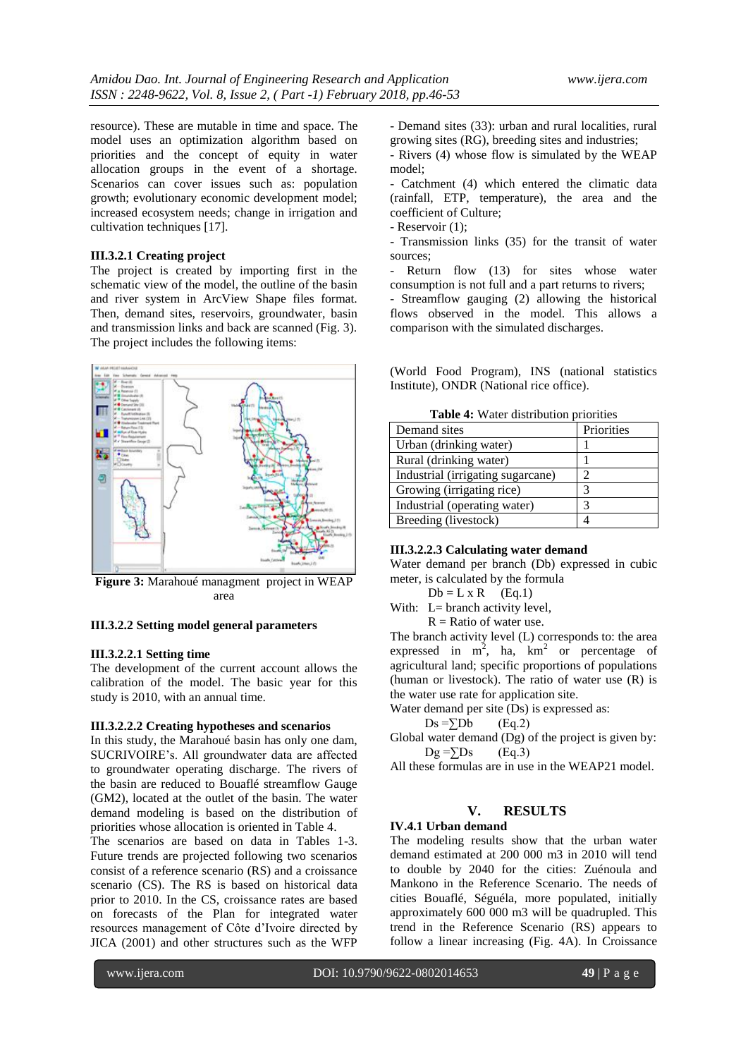resource). These are mutable in time and space. The model uses an optimization algorithm based on priorities and the concept of equity in water allocation groups in the event of a shortage. Scenarios can cover issues such as: population growth; evolutionary economic development model; increased ecosystem needs; change in irrigation and cultivation techniques [17].

#### III.3.2.1 Creating project

The project is created by importing first in the schematic view of the model, the outline of the basin and river system in ArcView Shape files format. Then, demand sites, reservoirs, groundwater, basin and transmission links and back are scanned (Fig. 3). The project includes the following items:

**Figure 3:** Marahoué managment project in WEAP area

- Demand sites (33): urban and rural localities, rural growing sites (RG), breeding sites and industries;
- Rivers (4) whose flow is simulated by the WEAP model;
- Catchment (4) which entered the climatic data (rainfall, ETP, temperature), the area and the coefficient of Culture;
- Reservoir (1);
- Transmission links (35) for the transit of water sources;
- Return flow (13) for sites whose water consumption is not full and a part returns to rivers;
- Streamflow gauging (2) allowing the historical flows observed in the model. This allows a comparison with the simulated discharges.

#### III.3.2.2 Setting model general parameters

##### III.3.2.2.1 Setting time

The development of the current account allows the calibration of the model. The basic year for this study is 2010, with an annual time.

##### III.3.2.2.2 Creating hypotheses and scenarios

In this study, the Marahoué basin has only one dam, SUCRIVOIRE's. All groundwater data are affected to groundwater operating discharge. The rivers of the basin are reduced to Bouaflé streamflow Gauge (GM2), located at the outlet of the basin. The water demand modeling is based on the distribution of priorities whose allocation is oriented in Table 4.

The scenarios are based on data in Tables 1-3. Future trends are projected following two scenarios consist of a reference scenario (RS) and a croissance scenario (CS). The RS is based on historical data prior to 2010. In the CS, croissance rates are based on forecasts of the Plan for integrated water resources management of Côte d'Ivoire directed by JICA (2001) and other structures such as the WFP (World Food Program), INS (national statistics Institute), ONDR (National rice office).

**Table 4:** Water distribution priorities

| Demand sites | Priorities |
|---|---|
| Urban (drinking water) | 1 |
| Rural (drinking water) | 1 |
| Industrial (irrigating sugarcane) | 2 |
| Growing (irrigating rice) | 3 |
| Industrial (operating water) | 3 |
| Breeding (livestock) | 4 |

##### III.3.2.2.3 Calculating water demand

Water demand per branch (Db) expressed in cubic meter, is calculated by the formula

$$Db = L \times R \quad \text{(Eq.1)}$$

With: L= branch activity level,

R = Ratio of water use.

The branch activity level (L) corresponds to: the area expressed in $m^2$, ha, $km^2$ or percentage of agricultural land; specific proportions of populations (human or livestock). The ratio of water use (R) is the water use rate for application site.

Water demand per site (Ds) is expressed as:

$$Ds = \sum Db \quad \text{(Eq.2)}$$

Global water demand (Dg) of the project is given by:

$$Dg = \sum Ds \quad \text{(Eq.3)}$$

All these formulas are in use in the WEAP21 model.

## V. RESULTS

### IV.4.1 Urban demand

The modeling results show that the urban water demand estimated at 200 000 m3 in 2010 will tend to double by 2040 for the cities: Zuénoula and Mankono in the Reference Scenario. The needs of cities Bouaflé, Séguéla, more populated, initially approximately 600 000 m3 will be quadrupled. This trend in the Reference Scenario (RS) appears to follow a linear increasing (Fig. 4A). In Croissance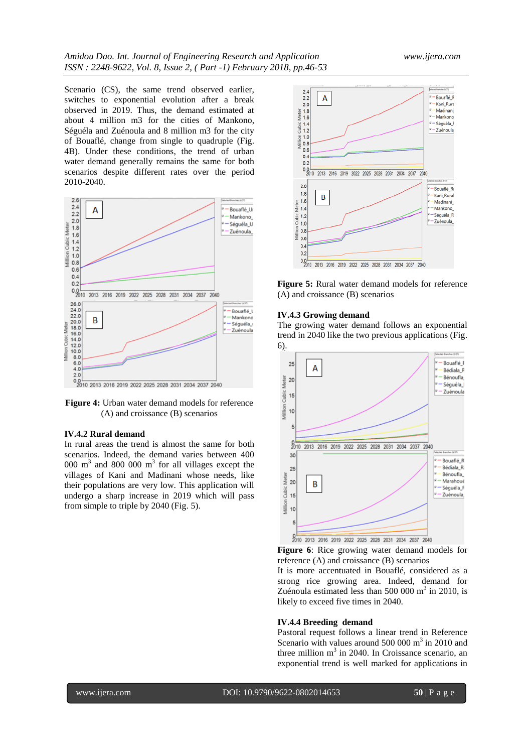Scenario (CS), the same trend observed earlier, switches to exponential evolution after a break observed in 2019. Thus, the demand estimated at about 4 million m3 for the cities of Mankono, Séguéla and Zuénoula and 8 million m3 for the city of Bouaflé, change from single to quadruple (Fig. 4B). Under these conditions, the trend of urban water demand generally remains the same for both scenarios despite different rates over the period 2010-2040.

A

Million Cubic Meter

2.6
2.4
2.2
2.0
1.8
1.6
1.4
1.2
1.0
0.8
0.6
0.4
0.2
0.0

2010 2013 2016 2019 2022 2025 2028 2031 2034 2037 2040

Bouaflé_U
Mankono_
Séguéla_U
Zuénoula_

B

Million Cubic Meter

26.0
24.0
22.0
20.0
18.0
16.0
14.0
12.0
10.0
8.0
6.0
4.0
2.0
0.0

2010 2013 2016 2019 2022 2025 2028 2031 2034 2037 2040

Bouaflé_U
Mankono
Séguéla_
Zuénoula

**Figure 4:** Urban water demand models for reference (A) and croissance (B) scenarios

### IV.4.2 Rural demand

In rural areas the trend is almost the same for both scenarios. Indeed, the demand varies between 400 000 $m^3$ and 800 000 $m^3$ for all villages except the villages of Kani and Madinani whose needs, like their populations are very low. This application will undergo a sharp increase in 2019 which will pass from simple to triple by 2040 (Fig. 5).

A

Million Cubic Meter

2.4
2.2
2.0
1.8
1.6
1.4
1.2
1.0
0.8
0.6
0.4
0.2
0.0

2010 2013 2016 2019 2022 2025 2028 2031 2034 2037 2040

Bouaflé_R
Kani_Rura
Madinani
Mankono
Séguéla_
Zuénoula

B

Million Cubic Meter

2.0
1.8
1.6
1.4
1.2
1.0
0.8
0.6
0.4
0.2
0.0

2010 2013 2016 2019 2022 2025 2028 2031 2034 2037 2040

Bouaflé_R
Kani_Rural
Madinani_
Mankono_
Séguéla_R
Zuénoula_

**Figure 5:** Rural water demand models for reference (A) and croissance (B) scenarios

### IV.4.3 Growing demand

The growing water demand follows an exponential trend in 2040 like the two previous applications (Fig. 6).

A

Million Cubic Meter

25
20
15
10
5
0

2010 2013 2016 2019 2022 2025 2028 2031 2034 2037 2040

Bouaflé_F
Bédiala_F
Bénoufla_
Séguéla_
Zuénoula

B

Million Cubic Meter

30
25
20
15
10
5
0

2010 2013 2016 2019 2022 2025 2028 2031 2034 2037 2040

Bouaflé_R
Bédiala_R
Bénoufla_
Marahoué
Séguéla_F
Zuénoula

**Figure 6**: Rice growing water demand models for reference (A) and croissance (B) scenarios

It is more accentuated in Bouaflé, considered as a strong rice growing area. Indeed, demand for Zuénoula estimated less than 500 000 $m^3$ in 2010, is likely to exceed five times in 2040.

### IV.4.4 Breeding demand

Pastoral request follows a linear trend in Reference Scenario with values around 500 000 $m^3$ in 2010 and three million $m^3$ in 2040. In Croissance scenario, an exponential trend is well marked for applications in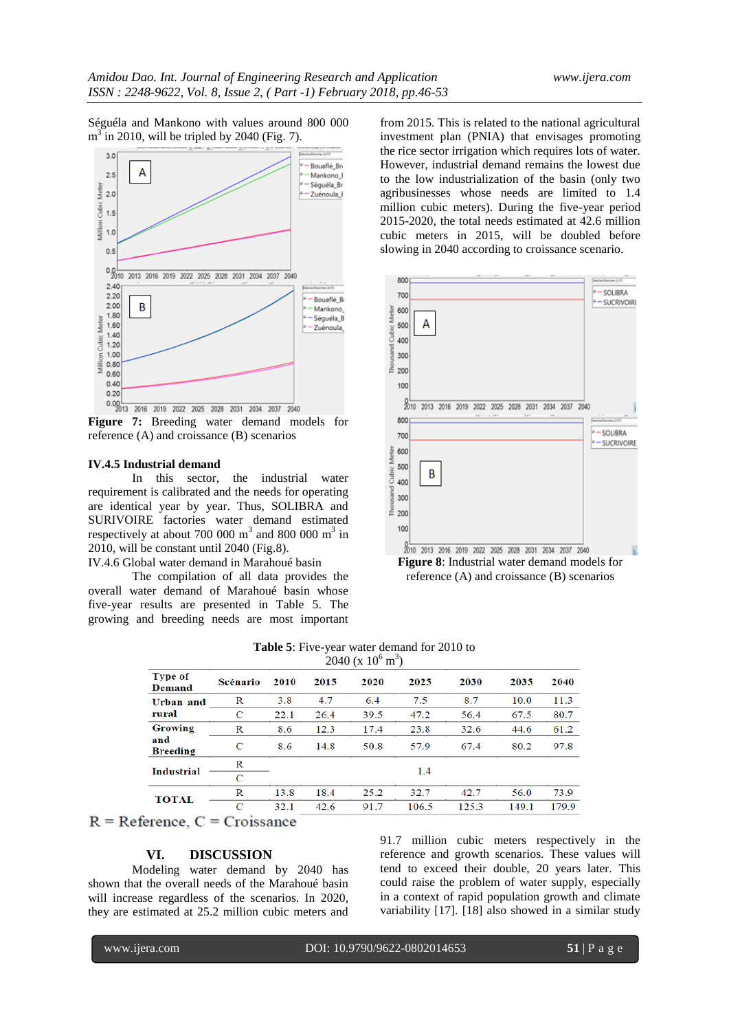Séguéla and Mankono with values around 800 000 $m^3$ in 2010, will be tripled by 2040 (Fig. 7).

**Figure 7:** Breeding water demand models for reference (A) and croissance (B) scenarios

### IV.4.5 Industrial demand

In this sector, the industrial water requirement is calibrated and the needs for operating are identical year by year. Thus, SOLIBRA and SURIVOIRE factories water demand estimated respectively at about 700 000 $m^3$ and 800 000 $m^3$ in 2010, will be constant until 2040 (Fig.8).

IV.4.6 Global water demand in Marahoué basin

The compilation of all data provides the overall water demand of Marahoué basin whose five-year results are presented in Table 5. The growing and breeding needs are most important from 2015. This is related to the national agricultural investment plan (PNIA) that envisages promoting the rice sector irrigation which requires lots of water. However, industrial demand remains the lowest due to the low industrialization of the basin (only two agribusinesses whose needs are limited to 1.4 million cubic meters). During the five-year period 2015-2020, the total needs estimated at 42.6 million cubic meters in 2015, will be doubled before slowing in 2040 according to croissance scenario.

**Figure 8**: Industrial water demand models for reference (A) and croissance (B) scenarios

**Table 5**: Five-year water demand for 2010 to 2040 (x $10^6$ $m^3$)

| Type of Demand | Scénario | 2010 | 2015 | 2020 | 2025 | 2030 | 2035 | 2040 |
|---|---|---|---|---|---|---|---|---|
| Urban and rural | R | 3.8 | 4.7 | 6.4 | 7.5 | 8.7 | 10.0 | 11.3 |
| | C | 22.1 | 26.4 | 39.5 | 47.2 | 56.4 | 67.5 | 80.7 |
| Growing and Breeding | R | 8.6 | 12.3 | 17.4 | 23.8 | 32.6 | 44.6 | 61.2 |
| | C | 8.6 | 14.8 | 50.8 | 57.9 | 67.4 | 80.2 | 97.8 |
| Industrial | R | 1.4 | | | | | | |
| | C | | | | | | | |
| TOTAL | R | 13.8 | 18.4 | 25.2 | 32.7 | 42.7 | 56.0 | 73.9 |
| | C | 32.1 | 42.6 | 91.7 | 106.5 | 125.3 | 149.1 | 179.9 |

R = Reference, C = Croissance

## VI. DISCUSSION

Modeling water demand by 2040 has shown that the overall needs of the Marahoué basin will increase regardless of the scenarios. In 2020, they are estimated at 25.2 million cubic meters and 91.7 million cubic meters respectively in the reference and growth scenarios. These values will tend to exceed their double, 20 years later. This could raise the problem of water supply, especially in a context of rapid population growth and climate variability [17]. [18] also showed in a similar study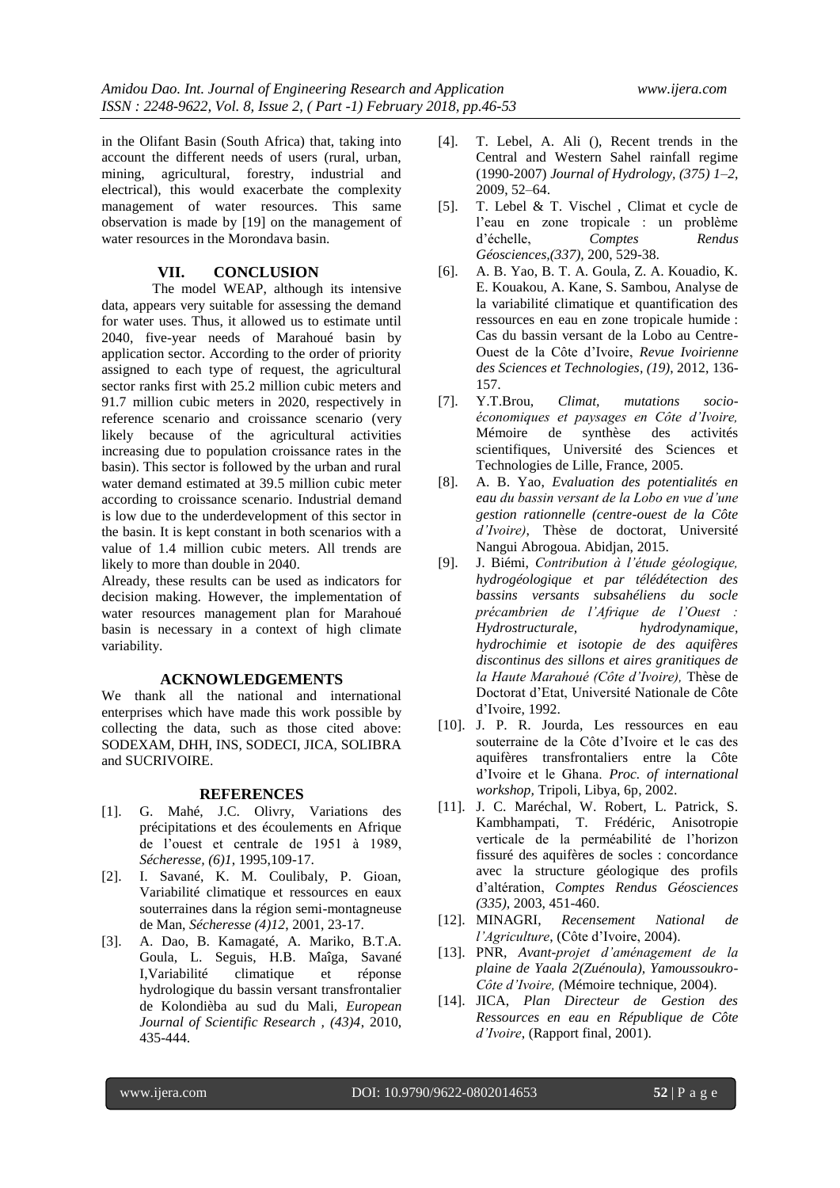in the Olifant Basin (South Africa) that, taking into account the different needs of users (rural, urban, mining, agricultural, forestry, industrial and electrical), this would exacerbate the complexity management of water resources. This same observation is made by [19] on the management of water resources in the Morondava basin.

## VII. CONCLUSION

The model WEAP, although its intensive data, appears very suitable for assessing the demand for water uses. Thus, it allowed us to estimate until 2040, five-year needs of Marahoué basin by application sector. According to the order of priority assigned to each type of request, the agricultural sector ranks first with 25.2 million cubic meters and 91.7 million cubic meters in 2020, respectively in reference scenario and croissance scenario (very likely because of the agricultural activities increasing due to population croissance rates in the basin). This sector is followed by the urban and rural water demand estimated at 39.5 million cubic meter according to croissance scenario. Industrial demand is low due to the underdevelopment of this sector in the basin. It is kept constant in both scenarios with a value of 1.4 million cubic meters. All trends are likely to more than double in 2040.

Already, these results can be used as indicators for decision making. However, the implementation of water resources management plan for Marahoué basin is necessary in a context of high climate variability.

## ACKNOWLEDGEMENTS

We thank all the national and international enterprises which have made this work possible by collecting the data, such as those cited above: SODEXAM, DHH, INS, SODECI, JICA, SOLIBRA and SUCRIVOIRE.

## REFERENCES

[1]. G. Mahé, J.C. Olivry, Variations des précipitations et des écoulements en Afrique de l'ouest et centrale de 1951 à 1989, *Sécheresse, (6)1*, 1995,109-17.

[2]. I. Savané, K. M. Coulibaly, P. Gioan, Variabilité climatique et ressources en eaux souterraines dans la région semi-montagneuse de Man, *Sécheresse (4)12*, 2001, 23-17.

[3]. A. Dao, B. Kamagaté, A. Mariko, B.T.A. Goula, L. Seguis, H.B. Maîga, Savané I,Variabilité climatique et réponse hydrologique du bassin versant transfrontalier de Kolondièba au sud du Mali, *European Journal of Scientific Research , (43)4*, 2010, 435-444.

[4]. T. Lebel, A. Ali (), Recent trends in the Central and Western Sahel rainfall regime (1990-2007) *Journal of Hydrology, (375) 1–2*, 2009, 52–64.

[5]. T. Lebel & T. Vischel , Climat et cycle de l'eau en zone tropicale : un problème d'échelle, *Comptes Rendus Géosciences,(337)*, 200, 529-38.

[6]. A. B. Yao, B. T. A. Goula, Z. A. Kouadio, K. E. Kouakou, A. Kane, S. Sambou, Analyse de la variabilité climatique et quantification des ressources en eau en zone tropicale humide : Cas du bassin versant de la Lobo au Centre-Ouest de la Côte d'Ivoire, *Revue Ivoirienne des Sciences et Technologies, (19)*, 2012, 136-157.

[7]. Y.T.Brou, *Climat, mutations socio-économiques et paysages en Côte d'Ivoire,* Mémoire de synthèse des activités scientifiques, Université des Sciences et Technologies de Lille, France, 2005.

[8]. A. B. Yao, *Evaluation des potentialités en eau du bassin versant de la Lobo en vue d'une gestion rationnelle (centre-ouest de la Côte d'Ivoire)*, Thèse de doctorat, Université Nangui Abrogoua. Abidjan, 2015.

[9]. J. Biémi, *Contribution à l'étude géologique, hydrogéologique et par télédétection des bassins versants subsahéliens du socle précambrien de l'Afrique de l'Ouest : Hydrostructurale, hydrodynamique, hydrochimie et isotopie de des aquifères discontinus des sillons et aires granitiques de la Haute Marahoué (Côte d'Ivoire),* Thèse de Doctorat d'Etat, Université Nationale de Côte d'Ivoire, 1992.

[10]. J. P. R. Jourda, Les ressources en eau souterraine de la Côte d'Ivoire et le cas des aquifères transfrontaliers entre la Côte d'Ivoire et le Ghana. *Proc. of international workshop,* Tripoli, Libya, 6p, 2002.

[11]. J. C. Maréchal, W. Robert, L. Patrick, S. Kambhampati, T. Frédéric, Anisotropie verticale de la perméabilité de l'horizon fissuré des aquifères de socles : concordance avec la structure géologique des profils d'altération, *Comptes Rendus Géosciences (335)*, 2003, 451-460.

[12]. MINAGRI, *Recensement National de l'Agriculture*, (Côte d'Ivoire, 2004).

[13]. PNR, *Avant-projet d'aménagement de la plaine de Yaala 2(Zuénoula), Yamoussoukro-Côte d'Ivoire, (*Mémoire technique, 2004).

[14]. JICA, *Plan Directeur de Gestion des Ressources en eau en République de Côte d'Ivoire*, (Rapport final, 2001).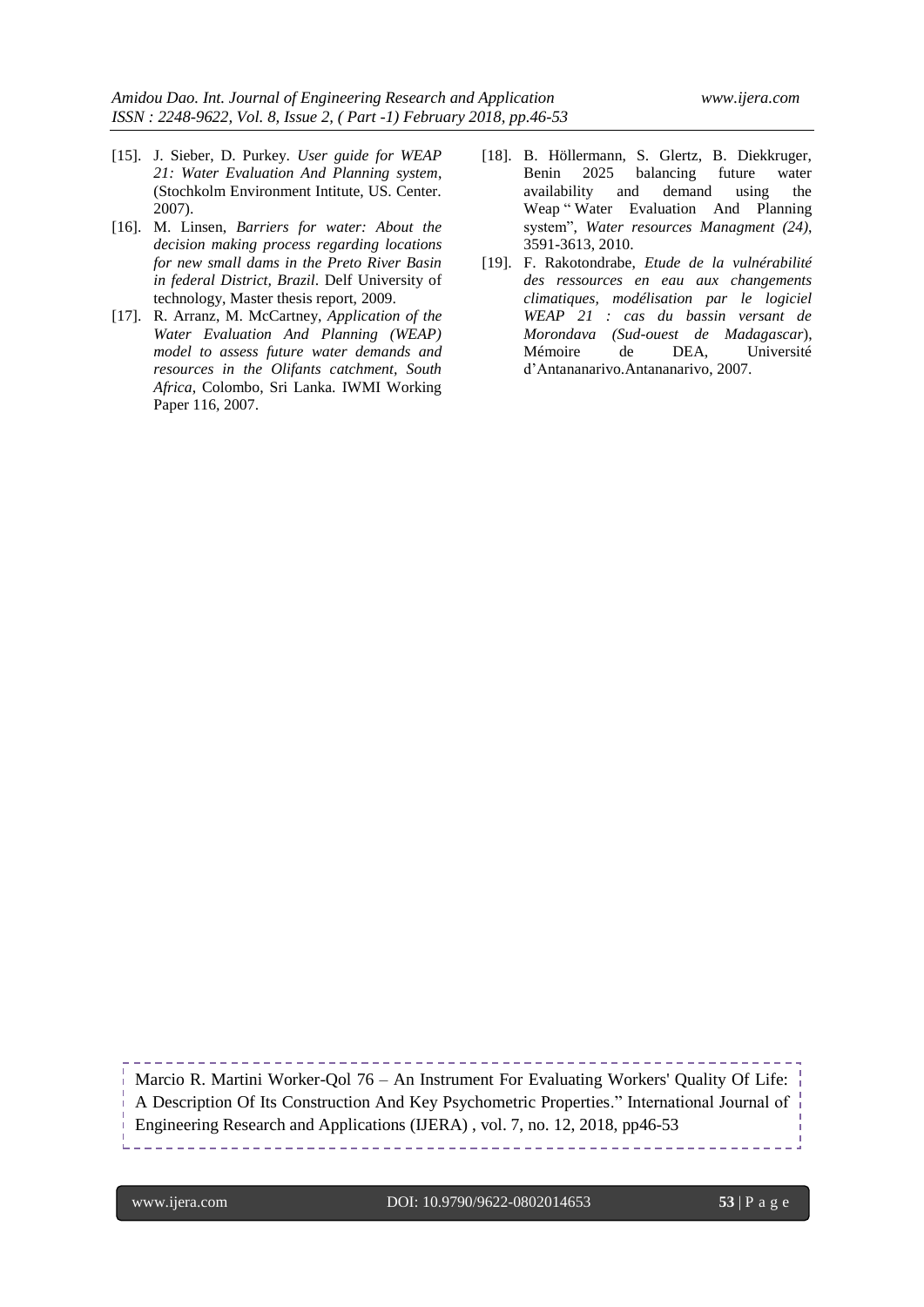[15]. J. Sieber, D. Purkey. *User guide for WEAP 21: Water Evaluation And Planning system*, (Stochkolm Environment Intitute, US. Center. 2007).

[16]. M. Linsen, *Barriers for water: About the decision making process regarding locations for new small dams in the Preto River Basin in federal District, Brazil*. Delf University of technology, Master thesis report, 2009.

[17]. R. Arranz, M. McCartney, *Application of the Water Evaluation And Planning (WEAP) model to assess future water demands and resources in the Olifants catchment, South Africa*, Colombo, Sri Lanka. IWMI Working Paper 116, 2007.

[18]. B. Höllermann, S. Glertz, B. Diekkruger, Benin 2025 balancing future water availability and demand using the Weap " Water Evaluation And Planning system", *Water resources Managment (24)*, 3591-3613, 2010.

[19]. F. Rakotondrabe, *Etude de la vulnérabilité des ressources en eau aux changements climatiques, modélisation par le logiciel WEAP 21 : cas du bassin versant de Morondava (Sud-ouest de Madagascar*), Mémoire de DEA, Université d'Antananarivo.Antananarivo, 2007.

Marcio R. Martini Worker-Qol 76 – An Instrument For Evaluating Workers' Quality Of Life: A Description Of Its Construction And Key Psychometric Properties." International Journal of Engineering Research and Applications (IJERA) , vol. 7, no. 12, 2018, pp46-53